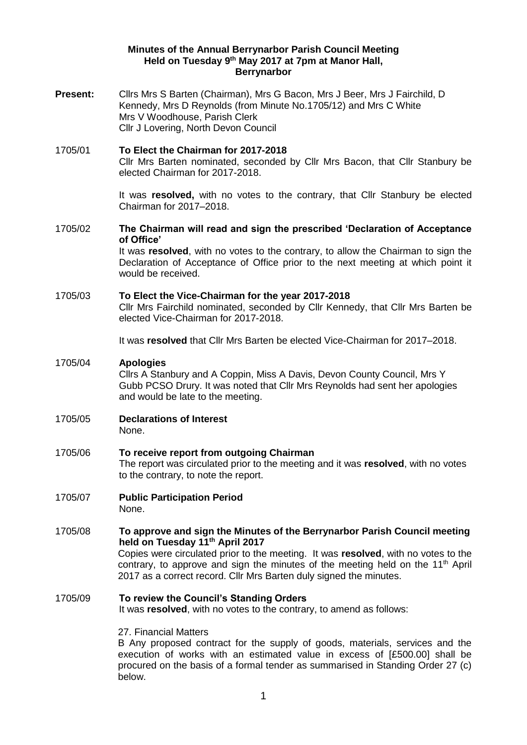# Minutes of the Annual Berrynarbor Parish Council Meeting
## Held on Tuesday 9th May 2017 at 7pm at Manor Hall, Berrynarbor

**Present:** Cllrs Mrs S Barten (Chairman), Mrs G Bacon, Mrs J Beer, Mrs J Fairchild, D Kennedy, Mrs D Reynolds (from Minute No.1705/12) and Mrs C White
Mrs V Woodhouse, Parish Clerk
Cllr J Lovering, North Devon Council

**1705/01 To Elect the Chairman for 2017-2018**

Cllr Mrs Barten nominated, seconded by Cllr Mrs Bacon, that Cllr Stanbury be elected Chairman for 2017-2018.

It was **resolved,** with no votes to the contrary, that Cllr Stanbury be elected Chairman for 2017–2018.

**1705/02 The Chairman will read and sign the prescribed 'Declaration of Acceptance of Office'**

It was **resolved**, with no votes to the contrary, to allow the Chairman to sign the Declaration of Acceptance of Office prior to the next meeting at which point it would be received.

**1705/03 To Elect the Vice-Chairman for the year 2017-2018**

Cllr Mrs Fairchild nominated, seconded by Cllr Kennedy, that Cllr Mrs Barten be elected Vice-Chairman for 2017-2018.

It was **resolved** that Cllr Mrs Barten be elected Vice-Chairman for 2017–2018.

**1705/04 Apologies**

Cllrs A Stanbury and A Coppin, Miss A Davis, Devon County Council, Mrs Y Gubb PCSO Drury. It was noted that Cllr Mrs Reynolds had sent her apologies and would be late to the meeting.

**1705/05 Declarations of Interest**

None.

**1705/06 To receive report from outgoing Chairman**

The report was circulated prior to the meeting and it was **resolved**, with no votes to the contrary, to note the report.

**1705/07 Public Participation Period**

None.

**1705/08 To approve and sign the Minutes of the Berrynarbor Parish Council meeting held on Tuesday 11th April 2017**

Copies were circulated prior to the meeting. It was **resolved**, with no votes to the contrary, to approve and sign the minutes of the meeting held on the 11th April 2017 as a correct record. Cllr Mrs Barten duly signed the minutes.

**1705/09 To review the Council's Standing Orders**

It was **resolved**, with no votes to the contrary, to amend as follows:

27. Financial Matters

B Any proposed contract for the supply of goods, materials, services and the execution of works with an estimated value in excess of [£500.00] shall be procured on the basis of a formal tender as summarised in Standing Order 27 (c) below.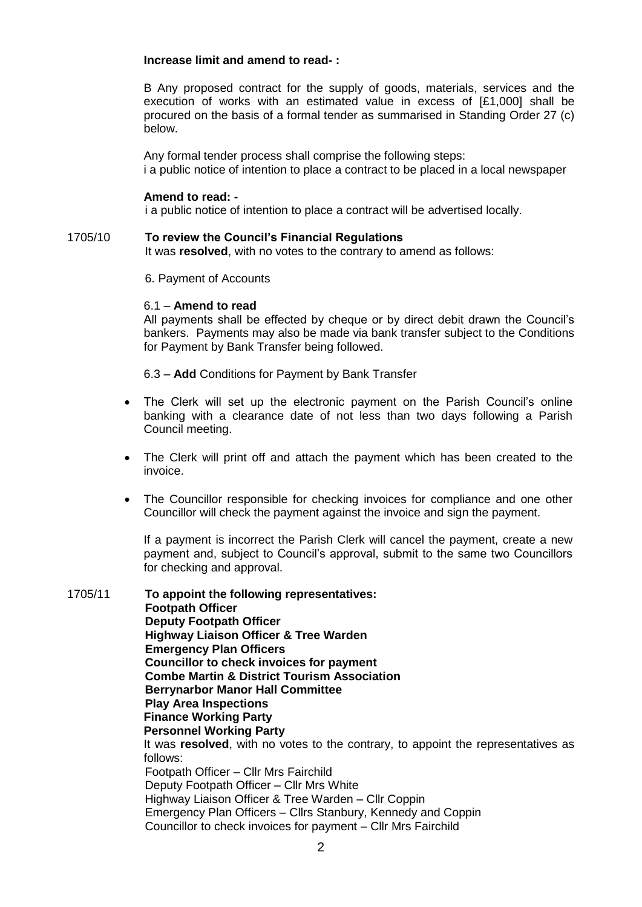**Increase limit and amend to read- :**

B Any proposed contract for the supply of goods, materials, services and the execution of works with an estimated value in excess of [£1,000] shall be procured on the basis of a formal tender as summarised in Standing Order 27 (c) below.

Any formal tender process shall comprise the following steps:
i a public notice of intention to place a contract to be placed in a local newspaper

**Amend to read: -**
i a public notice of intention to place a contract will be advertised locally.

1705/10 **To review the Council's Financial Regulations**
It was **resolved**, with no votes to the contrary to amend as follows:

6. Payment of Accounts

6.1 – **Amend to read**
All payments shall be effected by cheque or by direct debit drawn the Council's bankers. Payments may also be made via bank transfer subject to the Conditions for Payment by Bank Transfer being followed.

6.3 – **Add** Conditions for Payment by Bank Transfer

- The Clerk will set up the electronic payment on the Parish Council's online banking with a clearance date of not less than two days following a Parish Council meeting.
- The Clerk will print off and attach the payment which has been created to the invoice.
- The Councillor responsible for checking invoices for compliance and one other Councillor will check the payment against the invoice and sign the payment.

If a payment is incorrect the Parish Clerk will cancel the payment, create a new payment and, subject to Council's approval, submit to the same two Councillors for checking and approval.

1705/11 **To appoint the following representatives:**
**Footpath Officer**
**Deputy Footpath Officer**
**Highway Liaison Officer & Tree Warden**
**Emergency Plan Officers**
**Councillor to check invoices for payment**
**Combe Martin & District Tourism Association**
**Berrynarbor Manor Hall Committee**
**Play Area Inspections**
**Finance Working Party**
**Personnel Working Party**
It was **resolved**, with no votes to the contrary, to appoint the representatives as follows:
Footpath Officer – Cllr Mrs Fairchild
Deputy Footpath Officer – Cllr Mrs White
Highway Liaison Officer & Tree Warden – Cllr Coppin
Emergency Plan Officers – Cllrs Stanbury, Kennedy and Coppin
Councillor to check invoices for payment – Cllr Mrs Fairchild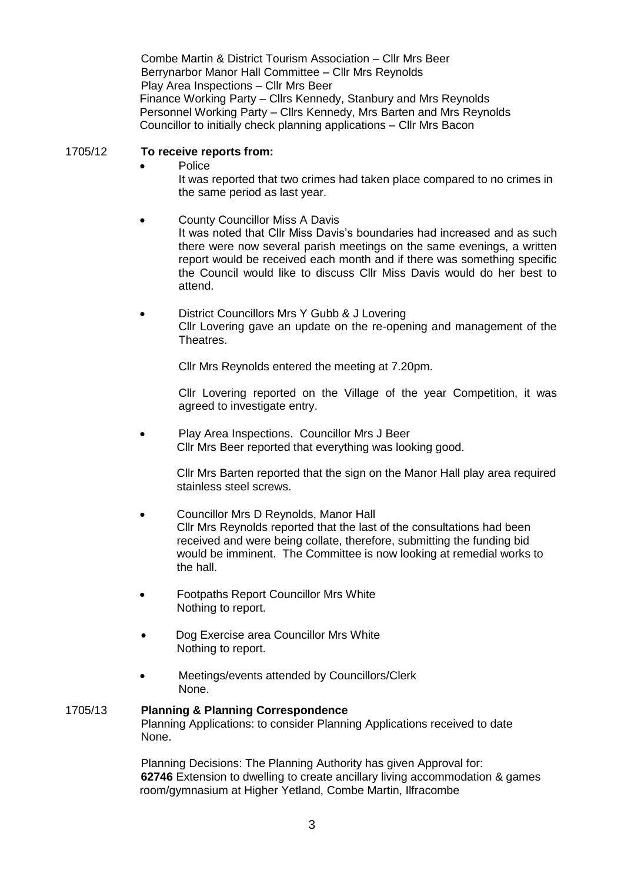Combe Martin & District Tourism Association – Cllr Mrs Beer
Berrynarbor Manor Hall Committee – Cllr Mrs Reynolds
Play Area Inspections – Cllr Mrs Beer
Finance Working Party – Cllrs Kennedy, Stanbury and Mrs Reynolds
Personnel Working Party – Cllrs Kennedy, Mrs Barten and Mrs Reynolds
Councillor to initially check planning applications – Cllr Mrs Bacon

1705/12 **To receive reports from:**

- Police
  It was reported that two crimes had taken place compared to no crimes in the same period as last year.

- County Councillor Miss A Davis
  It was noted that Cllr Miss Davis's boundaries had increased and as such there were now several parish meetings on the same evenings, a written report would be received each month and if there was something specific the Council would like to discuss Cllr Miss Davis would do her best to attend.

- District Councillors Mrs Y Gubb & J Lovering
  Cllr Lovering gave an update on the re-opening and management of the Theatres.

  Cllr Mrs Reynolds entered the meeting at 7.20pm.

  Cllr Lovering reported on the Village of the year Competition, it was agreed to investigate entry.

- Play Area Inspections. Councillor Mrs J Beer
  Cllr Mrs Beer reported that everything was looking good.

  Cllr Mrs Barten reported that the sign on the Manor Hall play area required stainless steel screws.

- Councillor Mrs D Reynolds, Manor Hall
  Cllr Mrs Reynolds reported that the last of the consultations had been received and were being collate, therefore, submitting the funding bid would be imminent. The Committee is now looking at remedial works to the hall.

- Footpaths Report Councillor Mrs White
  Nothing to report.

- Dog Exercise area Councillor Mrs White
  Nothing to report.

- Meetings/events attended by Councillors/Clerk
  None.

1705/13 **Planning & Planning Correspondence**
Planning Applications: to consider Planning Applications received to date
None.

Planning Decisions: The Planning Authority has given Approval for:
**62746** Extension to dwelling to create ancillary living accommodation & games room/gymnasium at Higher Yetland, Combe Martin, Ilfracombe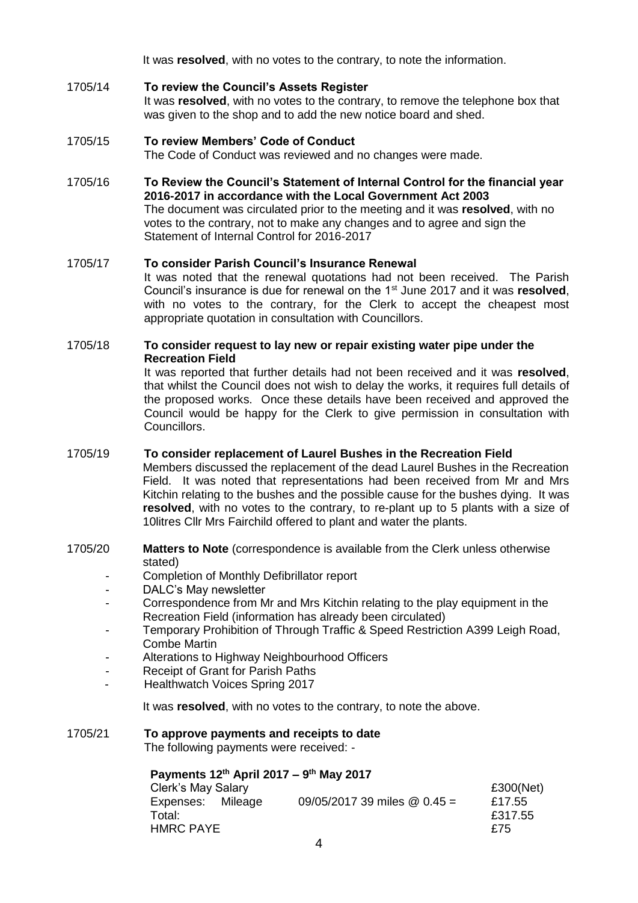It was **resolved**, with no votes to the contrary, to note the information.

1705/14 **To review the Council's Assets Register**
It was **resolved**, with no votes to the contrary, to remove the telephone box that was given to the shop and to add the new notice board and shed.

1705/15 **To review Members' Code of Conduct**
The Code of Conduct was reviewed and no changes were made.

1705/16 **To Review the Council's Statement of Internal Control for the financial year 2016-2017 in accordance with the Local Government Act 2003**
The document was circulated prior to the meeting and it was **resolved**, with no votes to the contrary, not to make any changes and to agree and sign the Statement of Internal Control for 2016-2017

1705/17 **To consider Parish Council's Insurance Renewal**
It was noted that the renewal quotations had not been received. The Parish Council's insurance is due for renewal on the 1st June 2017 and it was **resolved**, with no votes to the contrary, for the Clerk to accept the cheapest most appropriate quotation in consultation with Councillors.

1705/18 **To consider request to lay new or repair existing water pipe under the Recreation Field**
It was reported that further details had not been received and it was **resolved**, that whilst the Council does not wish to delay the works, it requires full details of the proposed works. Once these details have been received and approved the Council would be happy for the Clerk to give permission in consultation with Councillors.

1705/19 **To consider replacement of Laurel Bushes in the Recreation Field**
Members discussed the replacement of the dead Laurel Bushes in the Recreation Field. It was noted that representations had been received from Mr and Mrs Kitchin relating to the bushes and the possible cause for the bushes dying. It was **resolved**, with no votes to the contrary, to re-plant up to 5 plants with a size of 10litres Cllr Mrs Fairchild offered to plant and water the plants.

1705/20 **Matters to Note** (correspondence is available from the Clerk unless otherwise stated)

- Completion of Monthly Defibrillator report
- DALC's May newsletter
- Correspondence from Mr and Mrs Kitchin relating to the play equipment in the Recreation Field (information has already been circulated)
- Temporary Prohibition of Through Traffic & Speed Restriction A399 Leigh Road, Combe Martin
- Alterations to Highway Neighbourhood Officers
- Receipt of Grant for Parish Paths
- Healthwatch Voices Spring 2017

It was **resolved**, with no votes to the contrary, to note the above.

1705/21 **To approve payments and receipts to date**
The following payments were received: -

**Payments 12th April 2017 – 9th May 2017**

| | | |
|---|---|---|
| Clerk's May Salary | | £300(Net) |
| Expenses: Mileage | 09/05/2017 39 miles @ 0.45 = | £17.55 |
| Total: | | £317.55 |
| HMRC PAYE | | £75 |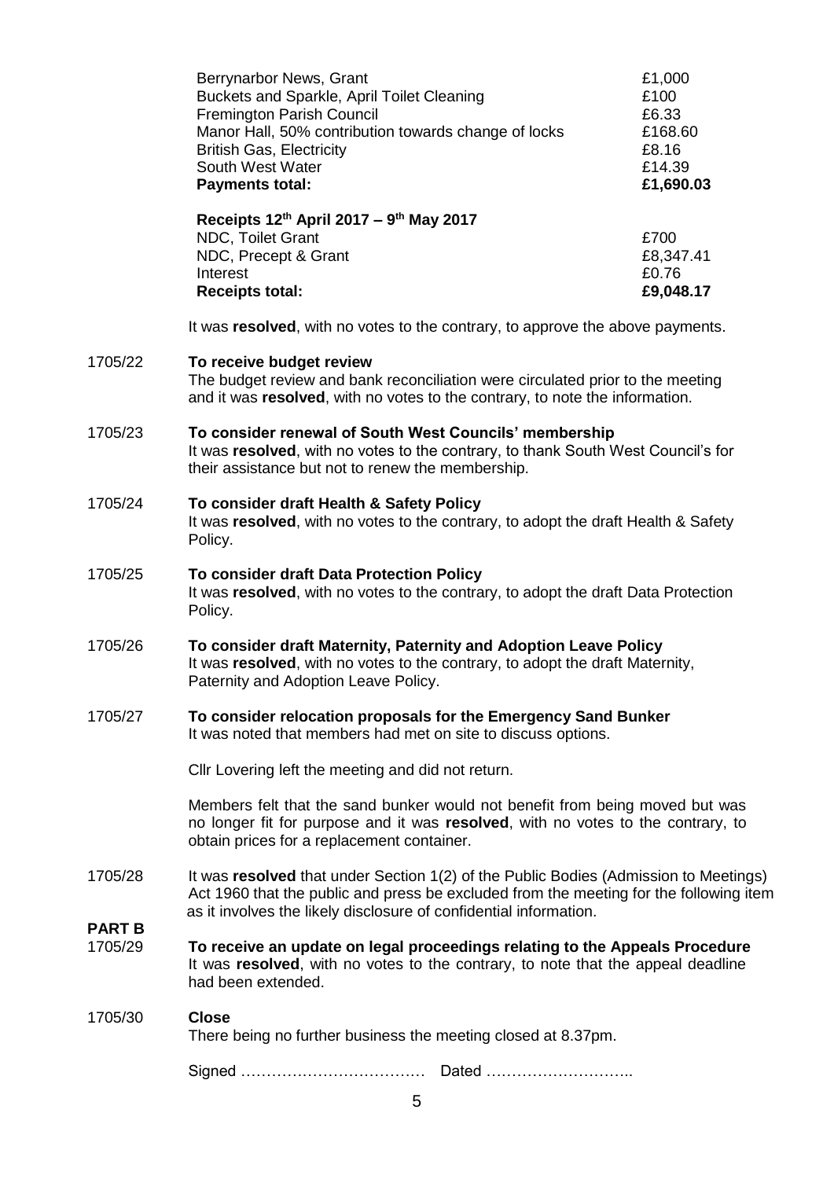| | |
|---|---|
| Berrynarbor News, Grant | £1,000 |
| Buckets and Sparkle, April Toilet Cleaning | £100 |
| Fremington Parish Council | £6.33 |
| Manor Hall, 50% contribution towards change of locks | £168.60 |
| British Gas, Electricity | £8.16 |
| South West Water | £14.39 |
| **Payments total:** | **£1,690.03** |

**Receipts 12th April 2017 – 9th May 2017**

| | |
|---|---|
| NDC, Toilet Grant | £700 |
| NDC, Precept & Grant | £8,347.41 |
| Interest | £0.76 |
| **Receipts total:** | **£9,048.17** |

It was **resolved**, with no votes to the contrary, to approve the above payments.

1705/22 **To receive budget review**
The budget review and bank reconciliation were circulated prior to the meeting and it was **resolved**, with no votes to the contrary, to note the information.

1705/23 **To consider renewal of South West Councils' membership**
It was **resolved**, with no votes to the contrary, to thank South West Council's for their assistance but not to renew the membership.

1705/24 **To consider draft Health & Safety Policy**
It was **resolved**, with no votes to the contrary, to adopt the draft Health & Safety Policy.

1705/25 **To consider draft Data Protection Policy**
It was **resolved**, with no votes to the contrary, to adopt the draft Data Protection Policy.

1705/26 **To consider draft Maternity, Paternity and Adoption Leave Policy**
It was **resolved**, with no votes to the contrary, to adopt the draft Maternity, Paternity and Adoption Leave Policy.

1705/27 **To consider relocation proposals for the Emergency Sand Bunker**
It was noted that members had met on site to discuss options.

Cllr Lovering left the meeting and did not return.

Members felt that the sand bunker would not benefit from being moved but was no longer fit for purpose and it was **resolved**, with no votes to the contrary, to obtain prices for a replacement container.

1705/28 It was **resolved** that under Section 1(2) of the Public Bodies (Admission to Meetings) Act 1960 that the public and press be excluded from the meeting for the following item as it involves the likely disclosure of confidential information.

**PART B**

1705/29 **To receive an update on legal proceedings relating to the Appeals Procedure**
It was **resolved**, with no votes to the contrary, to note that the appeal deadline had been extended.

1705/30 **Close**
There being no further business the meeting closed at 8.37pm.

Signed ……………………………… Dated ………………………..